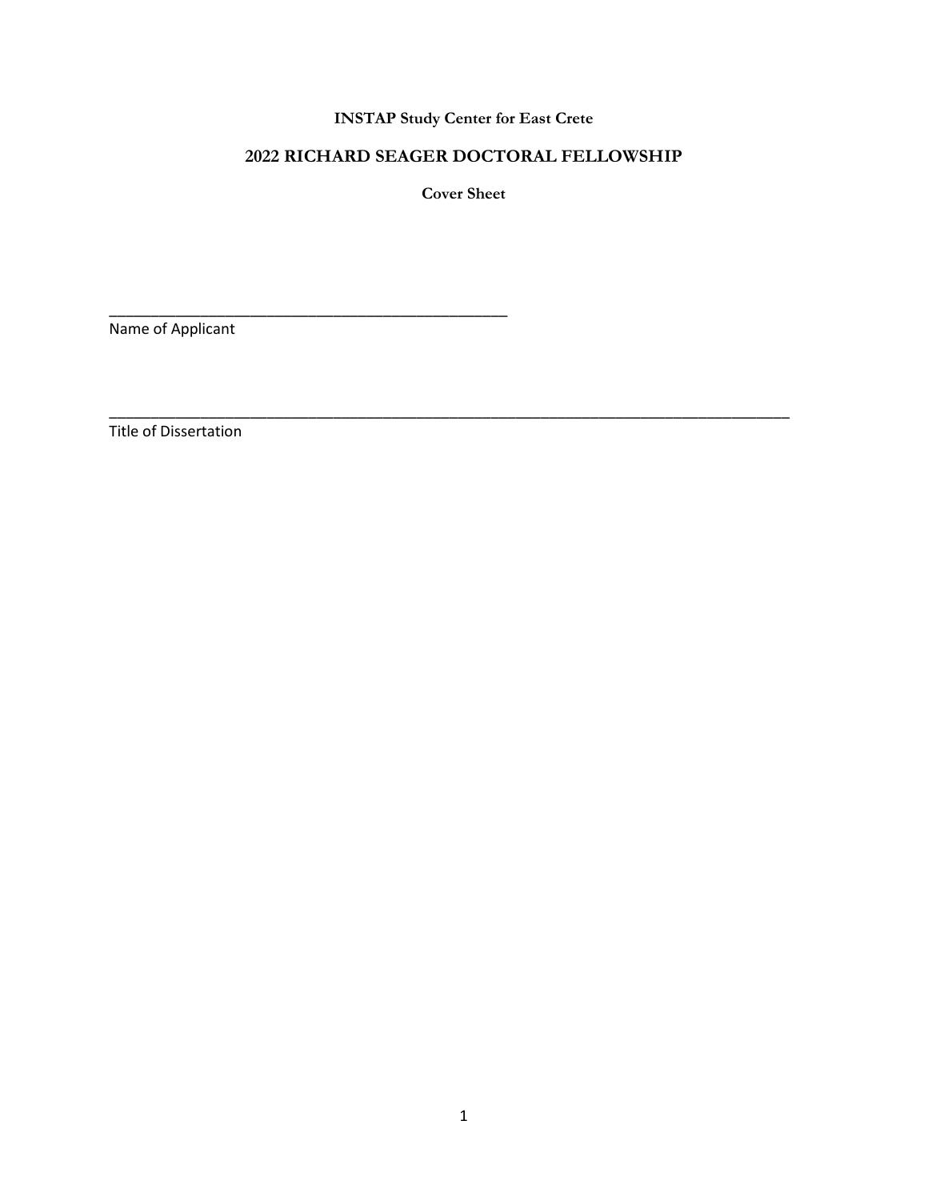**INSTAP Study Center for East Crete**

**2022 RICHARD SEAGER DOCTORAL FELLOWSHIP**

**Cover Sheet**

\_\_\_\_\_\_\_\_\_\_\_\_\_\_\_\_\_\_\_\_\_\_\_\_\_\_\_\_\_\_\_\_\_\_\_\_\_\_\_\_\_\_\_\_\_\_\_\_

Name of Applicant

\_\_\_\_\_\_\_\_\_\_\_\_\_\_\_\_\_\_\_\_\_\_\_\_\_\_\_\_\_\_\_\_\_\_\_\_\_\_\_\_\_\_\_\_\_\_\_\_\_\_\_\_\_\_\_\_\_\_\_\_\_\_\_\_\_\_\_\_\_\_\_\_\_\_\_\_\_\_\_\_\_\_\_\_

Title of Dissertation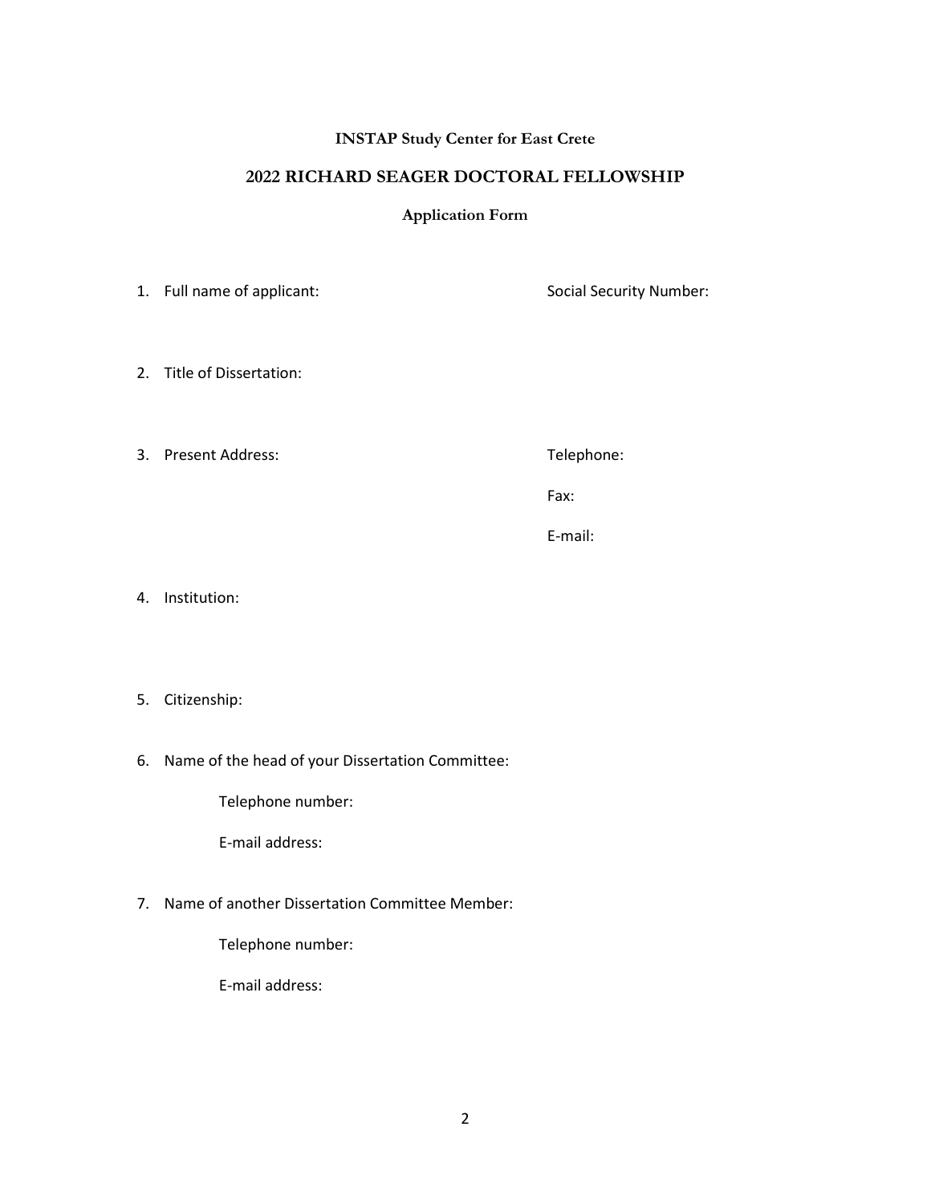**INSTAP Study Center for East Crete**

## 2022 RICHARD SEAGER DOCTORAL FELLOWSHIP

**Application Form**

1. Full name of applicant: Social Security Number:

2. Title of Dissertation:

3. Present Address: Telephone:

   Fax:

   E-mail:

4. Institution:

5. Citizenship:

6. Name of the head of your Dissertation Committee:

   Telephone number:

   E-mail address:

7. Name of another Dissertation Committee Member:

   Telephone number:

   E-mail address: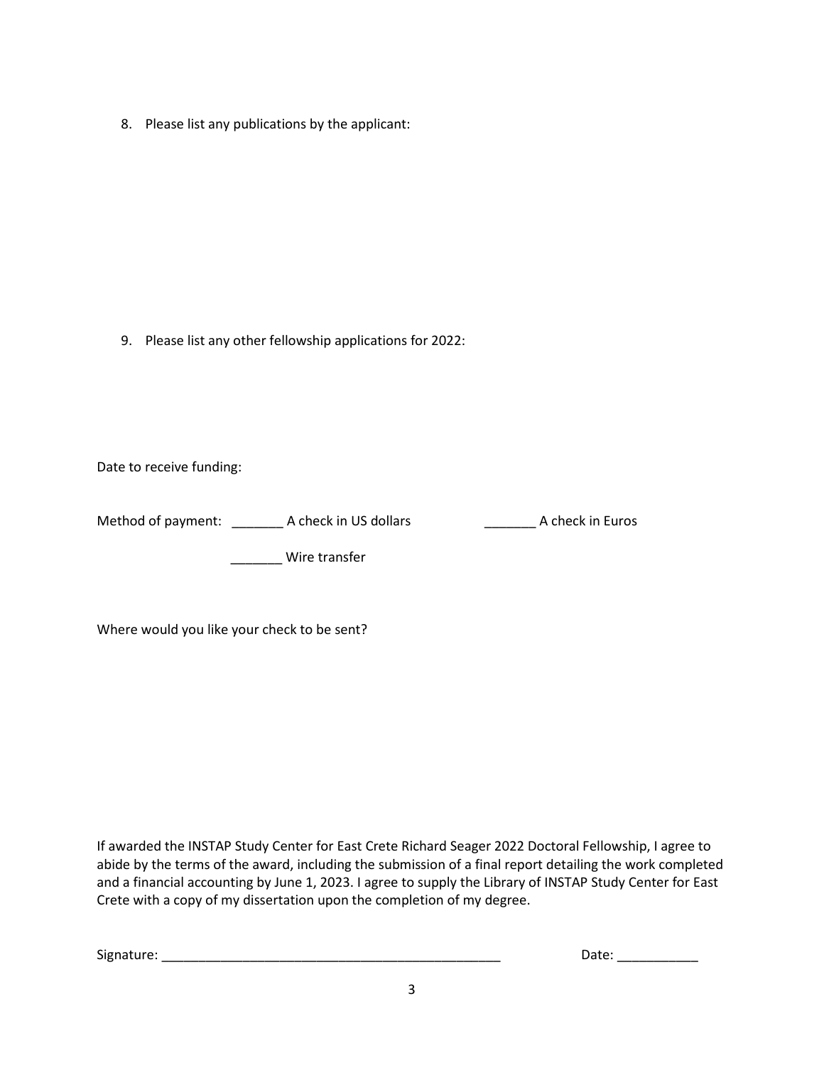8. Please list any publications by the applicant:

9. Please list any other fellowship applications for 2022:

Date to receive funding:

Method of payment: _______ A check in US dollars _______ A check in Euros

_______ Wire transfer

Where would you like your check to be sent?

If awarded the INSTAP Study Center for East Crete Richard Seager 2022 Doctoral Fellowship, I agree to abide by the terms of the award, including the submission of a final report detailing the work completed and a financial accounting by June 1, 2023. I agree to supply the Library of INSTAP Study Center for East Crete with a copy of my dissertation upon the completion of my degree.

Signature: _______________________________________________ Date: ___________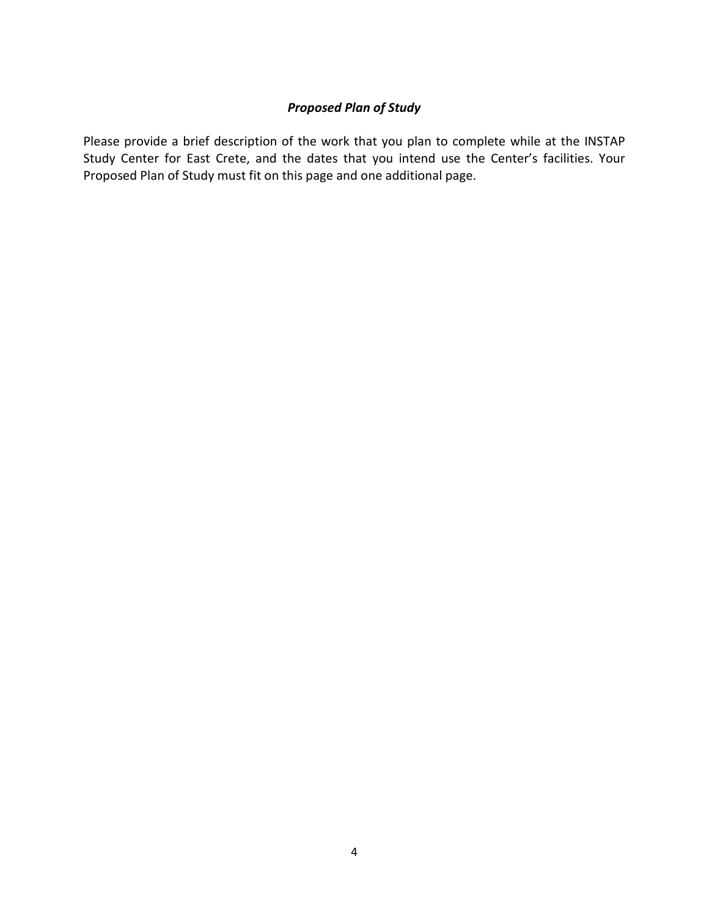## ***Proposed Plan of Study***

Please provide a brief description of the work that you plan to complete while at the INSTAP Study Center for East Crete, and the dates that you intend use the Center's facilities. Your Proposed Plan of Study must fit on this page and one additional page.